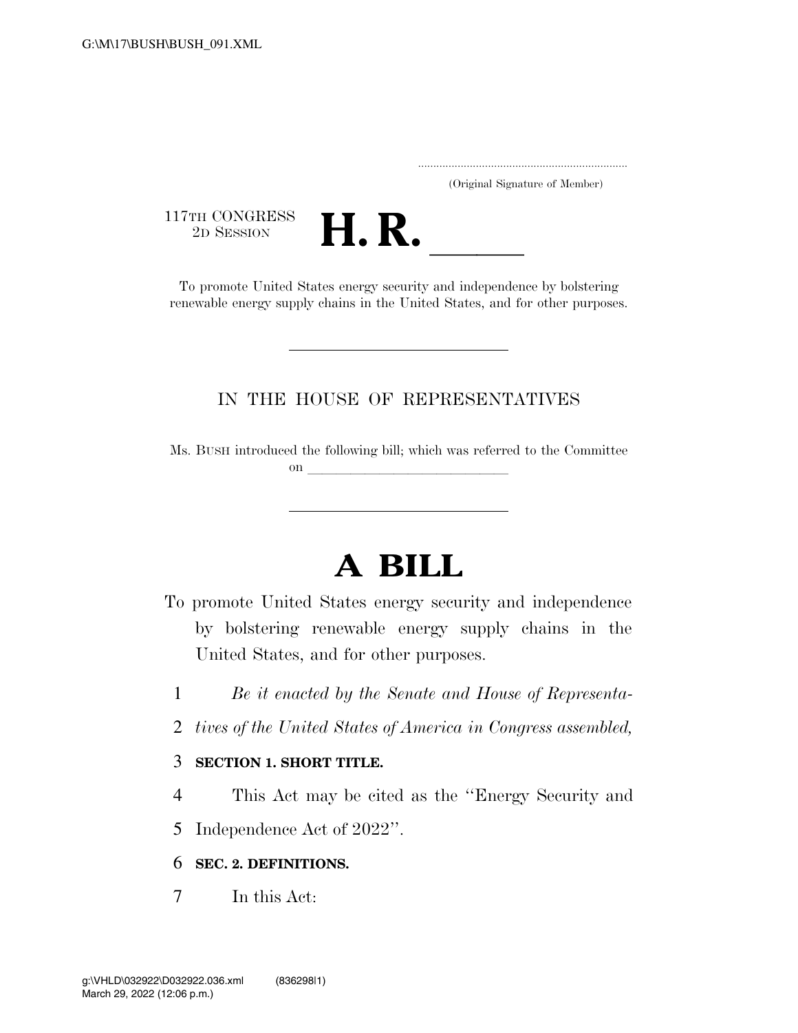G:\M\17\BUSH\BUSH_091.XML

(Original Signature of Member)

117TH CONGRESS
2D SESSION

# H. R. ____

To promote United States energy security and independence by bolstering renewable energy supply chains in the United States, and for other purposes.

IN THE HOUSE OF REPRESENTATIVES

Ms. BUSH introduced the following bill; which was referred to the Committee on ______________

# A BILL

To promote United States energy security and independence by bolstering renewable energy supply chains in the United States, and for other purposes.

1 *Be it enacted by the Senate and House of Representa-*
2 *tives of the United States of America in Congress assembled,*

3 **SECTION 1. SHORT TITLE.**

4 This Act may be cited as the "Energy Security and
5 Independence Act of 2022".

6 **SEC. 2. DEFINITIONS.**

7 In this Act:

g:\VHLD\032922\D032922.036.xml (836298|1)
March 29, 2022 (12:06 p.m.)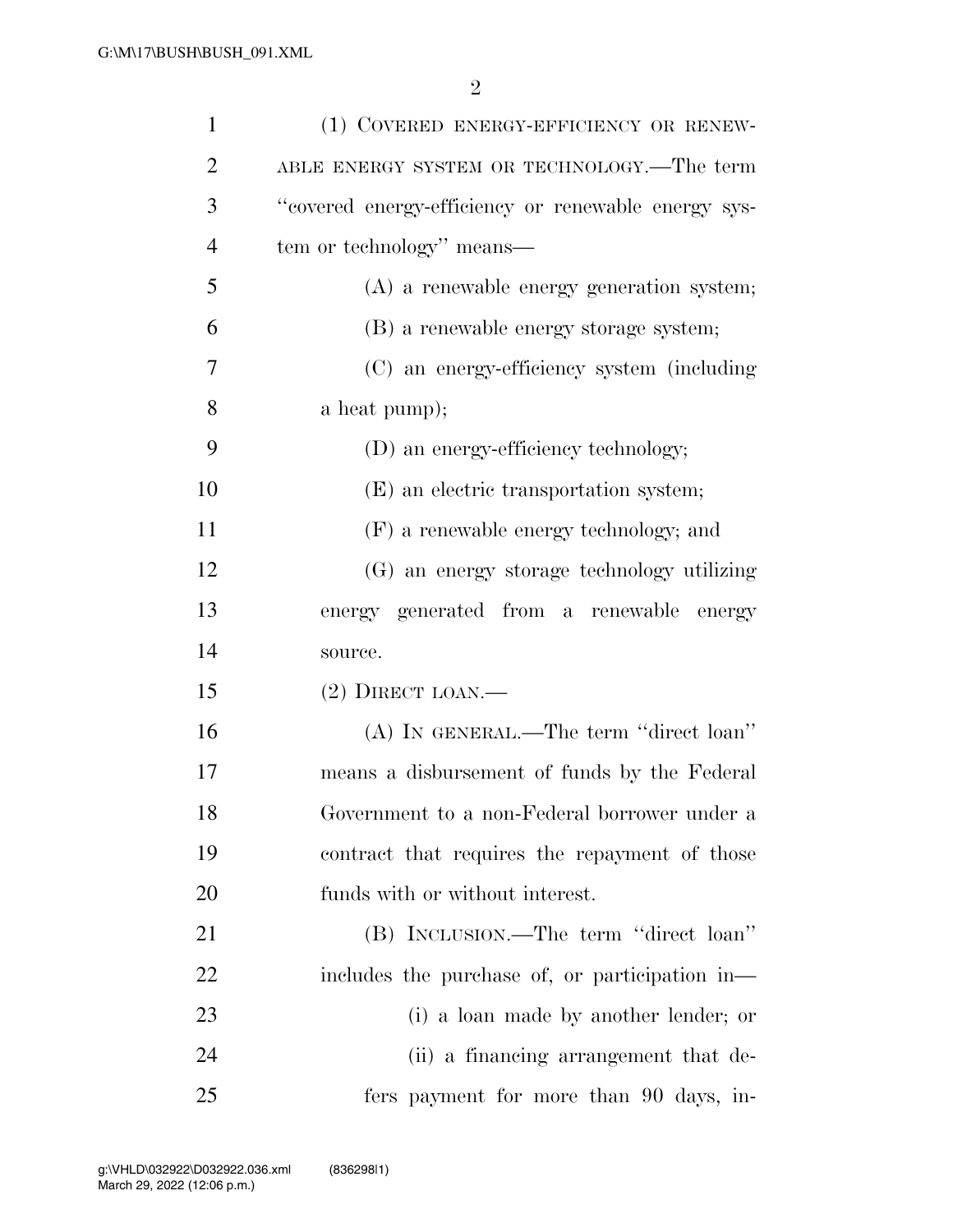(1) COVERED ENERGY-EFFICIENCY OR RENEWABLE ENERGY SYSTEM OR TECHNOLOGY.—The term ''covered energy-efficiency or renewable energy system or technology'' means—

(A) a renewable energy generation system;

(B) a renewable energy storage system;

(C) an energy-efficiency system (including a heat pump);

(D) an energy-efficiency technology;

(E) an electric transportation system;

(F) a renewable energy technology; and

(G) an energy storage technology utilizing energy generated from a renewable energy source.

(2) DIRECT LOAN.—

(A) IN GENERAL.—The term ''direct loan'' means a disbursement of funds by the Federal Government to a non-Federal borrower under a contract that requires the repayment of those funds with or without interest.

(B) INCLUSION.—The term ''direct loan'' includes the purchase of, or participation in—

(i) a loan made by another lender; or

(ii) a financing arrangement that defers payment for more than 90 days, in-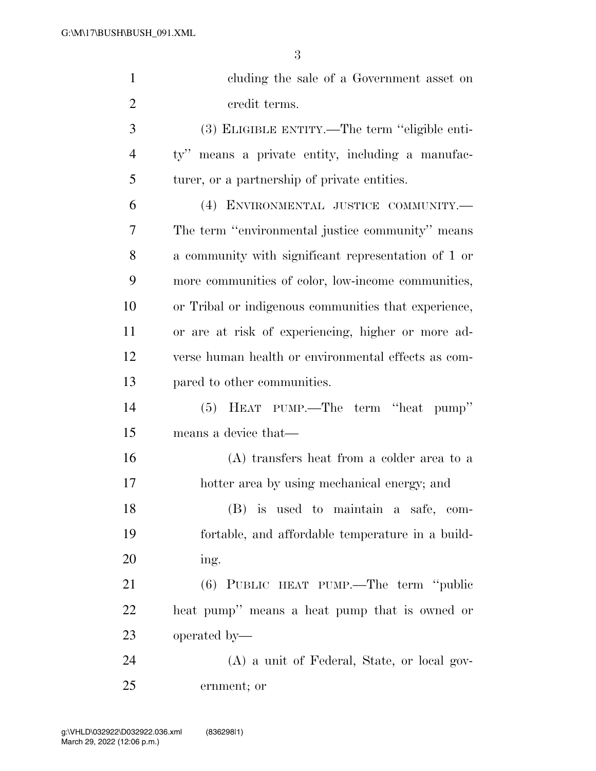cluding the sale of a Government asset on credit terms.

(3) ELIGIBLE ENTITY.—The term "eligible entity" means a private entity, including a manufacturer, or a partnership of private entities.

(4) ENVIRONMENTAL JUSTICE COMMUNITY.—The term "environmental justice community" means a community with significant representation of 1 or more communities of color, low-income communities, or Tribal or indigenous communities that experience, or are at risk of experiencing, higher or more adverse human health or environmental effects as compared to other communities.

(5) HEAT PUMP.—The term "heat pump" means a device that—

(A) transfers heat from a colder area to a hotter area by using mechanical energy; and

(B) is used to maintain a safe, comfortable, and affordable temperature in a building.

(6) PUBLIC HEAT PUMP.—The term "public heat pump" means a heat pump that is owned or operated by—

(A) a unit of Federal, State, or local government; or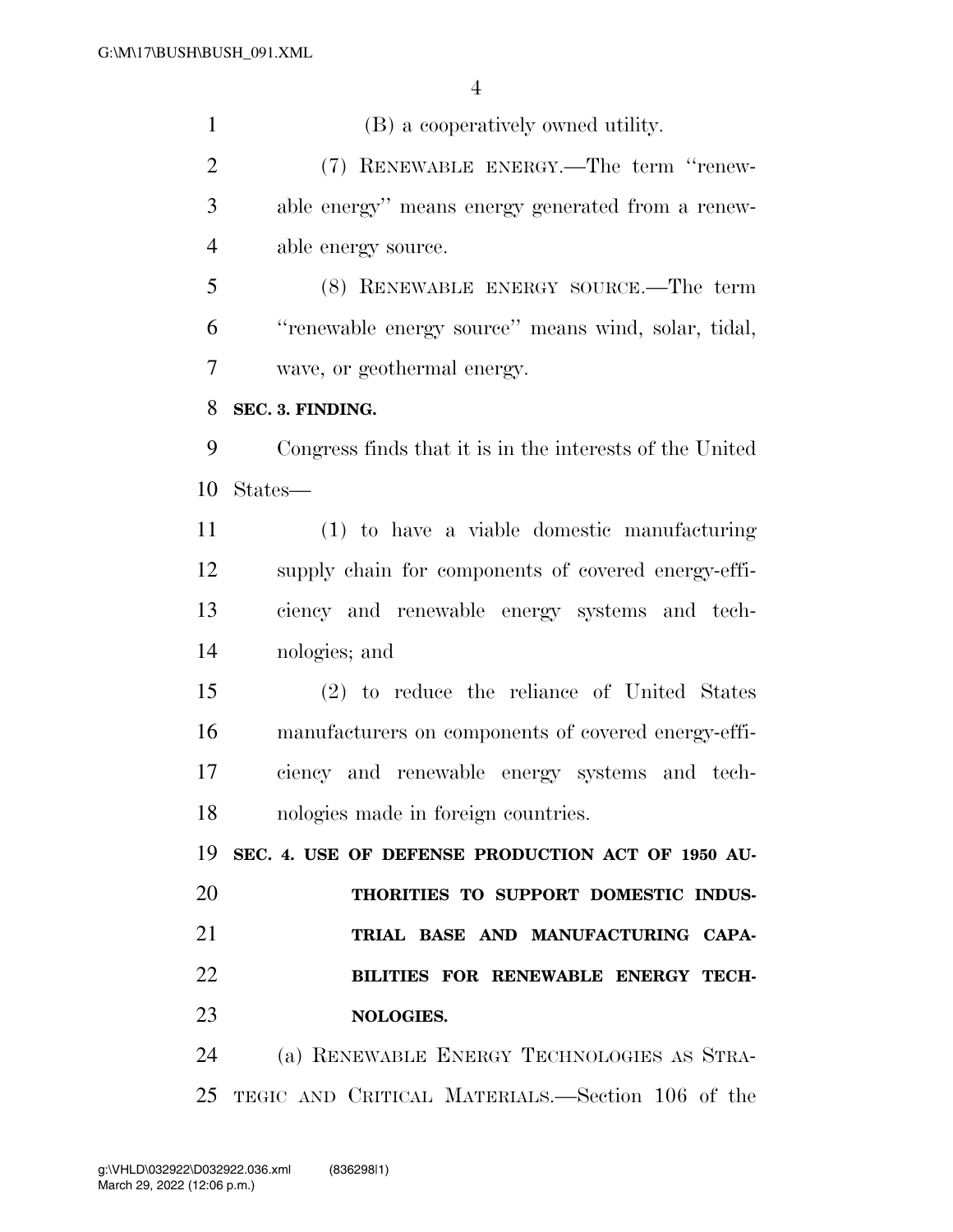(B) a cooperatively owned utility.

(7) RENEWABLE ENERGY.—The term ''renewable energy'' means energy generated from a renewable energy source.

(8) RENEWABLE ENERGY SOURCE.—The term ''renewable energy source'' means wind, solar, tidal, wave, or geothermal energy.

**SEC. 3. FINDING.**

Congress finds that it is in the interests of the United States—

(1) to have a viable domestic manufacturing supply chain for components of covered energy-efficiency and renewable energy systems and technologies; and

(2) to reduce the reliance of United States manufacturers on components of covered energy-efficiency and renewable energy systems and technologies made in foreign countries.

**SEC. 4. USE OF DEFENSE PRODUCTION ACT OF 1950 AUTHORITIES TO SUPPORT DOMESTIC INDUSTRIAL BASE AND MANUFACTURING CAPABILITIES FOR RENEWABLE ENERGY TECHNOLOGIES.**

(a) RENEWABLE ENERGY TECHNOLOGIES AS STRATEGIC AND CRITICAL MATERIALS.—Section 106 of the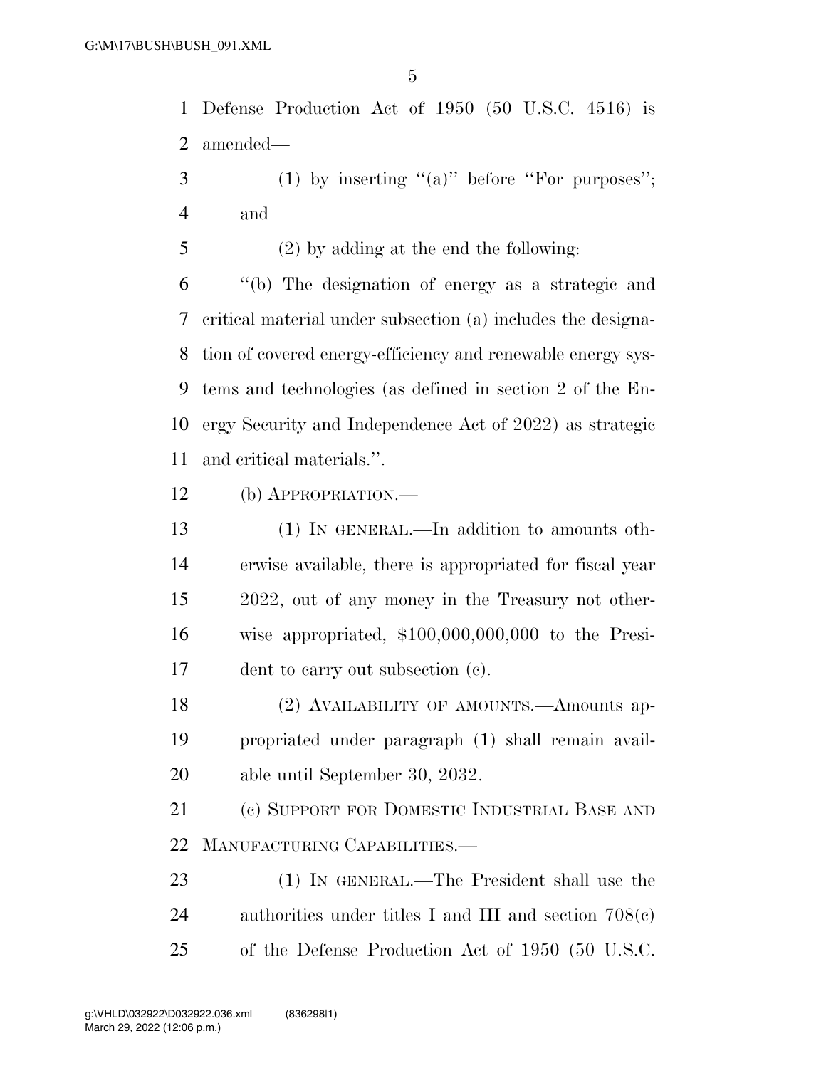Defense Production Act of 1950 (50 U.S.C. 4516) is amended—

(1) by inserting ''(a)'' before ''For purposes''; and

(2) by adding at the end the following:

''(b) The designation of energy as a strategic and critical material under subsection (a) includes the designation of covered energy-efficiency and renewable energy systems and technologies (as defined in section 2 of the Energy Security and Independence Act of 2022) as strategic and critical materials.''.

(b) APPROPRIATION.—

(1) IN GENERAL.—In addition to amounts otherwise available, there is appropriated for fiscal year 2022, out of any money in the Treasury not otherwise appropriated, $100,000,000,000 to the President to carry out subsection (c).

(2) AVAILABILITY OF AMOUNTS.—Amounts appropriated under paragraph (1) shall remain available until September 30, 2032.

(c) SUPPORT FOR DOMESTIC INDUSTRIAL BASE AND MANUFACTURING CAPABILITIES.—

(1) IN GENERAL.—The President shall use the authorities under titles I and III and section 708(c) of the Defense Production Act of 1950 (50 U.S.C.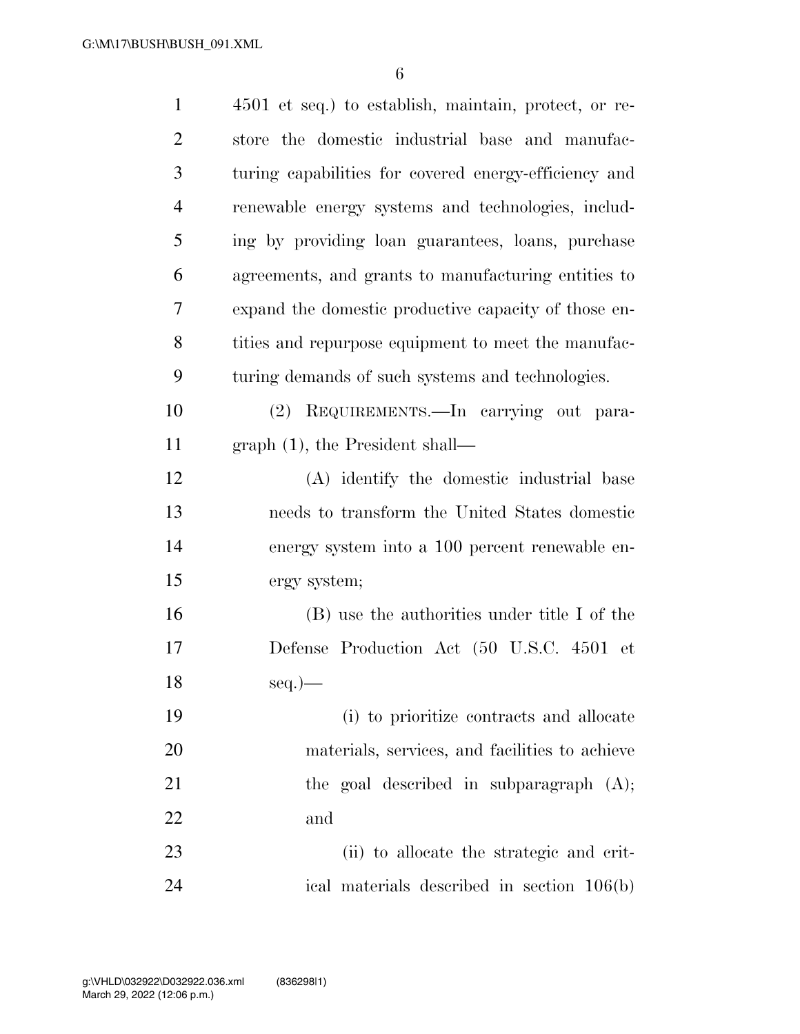4501 et seq.) to establish, maintain, protect, or restore the domestic industrial base and manufacturing capabilities for covered energy-efficiency and renewable energy systems and technologies, including by providing loan guarantees, loans, purchase agreements, and grants to manufacturing entities to expand the domestic productive capacity of those entities and repurpose equipment to meet the manufacturing demands of such systems and technologies.

(2) REQUIREMENTS.—In carrying out paragraph (1), the President shall—

(A) identify the domestic industrial base needs to transform the United States domestic energy system into a 100 percent renewable energy system;

(B) use the authorities under title I of the Defense Production Act (50 U.S.C. 4501 et seq.)—

(i) to prioritize contracts and allocate materials, services, and facilities to achieve the goal described in subparagraph (A); and

(ii) to allocate the strategic and critical materials described in section 106(b)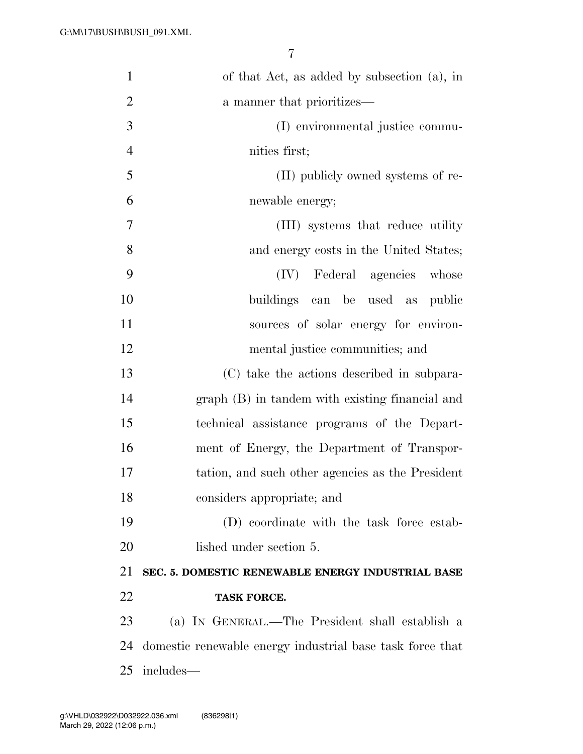of that Act, as added by subsection (a), in a manner that prioritizes—

(I) environmental justice communities first;

(II) publicly owned systems of renewable energy;

(III) systems that reduce utility and energy costs in the United States;

(IV) Federal agencies whose buildings can be used as public sources of solar energy for environmental justice communities; and

(C) take the actions described in subparagraph (B) in tandem with existing financial and technical assistance programs of the Department of Energy, the Department of Transportation, and such other agencies as the President considers appropriate; and

(D) coordinate with the task force established under section 5.

## SEC. 5. DOMESTIC RENEWABLE ENERGY INDUSTRIAL BASE TASK FORCE.

(a) IN GENERAL.—The President shall establish a domestic renewable energy industrial base task force that includes—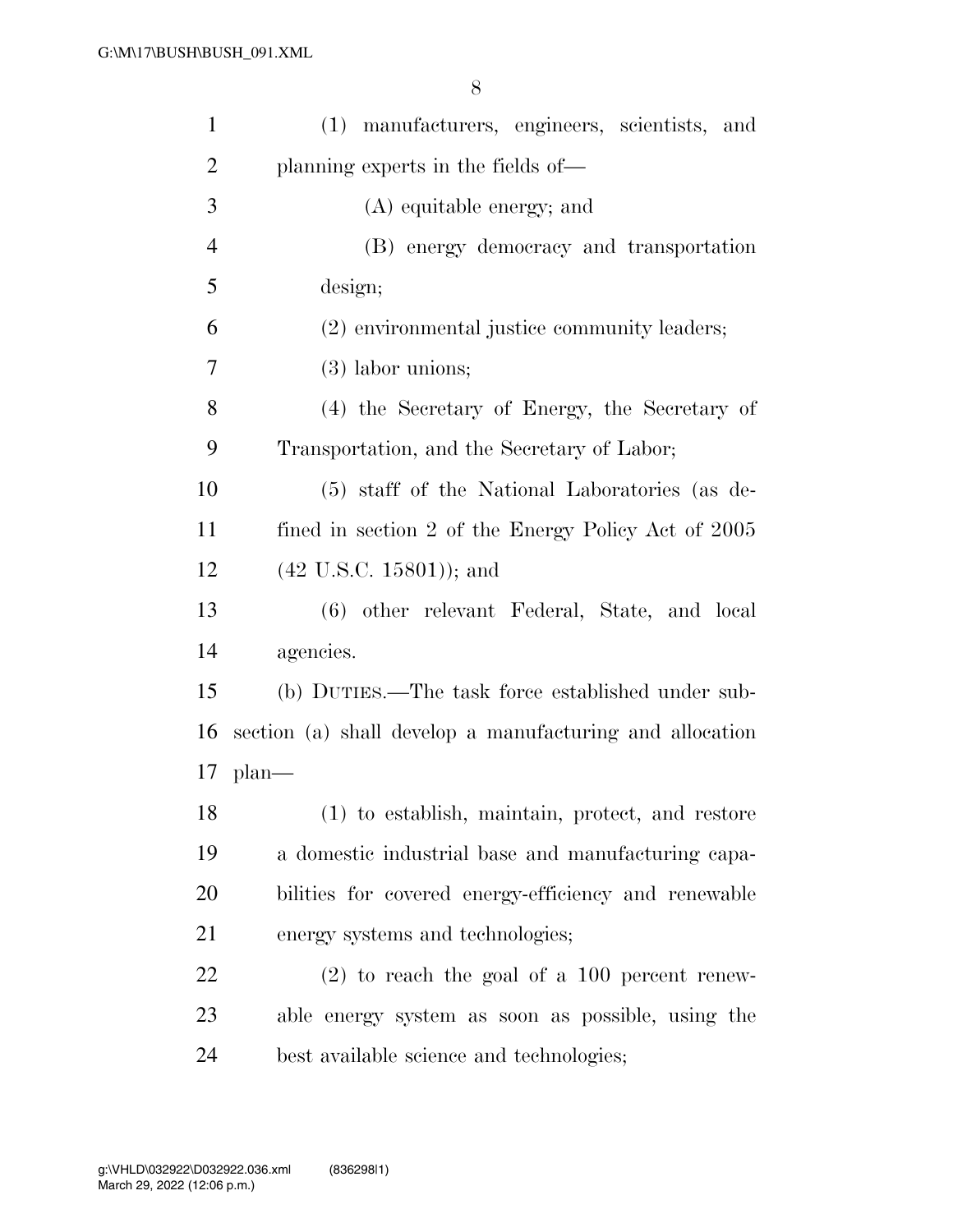(1) manufacturers, engineers, scientists, and planning experts in the fields of—

(A) equitable energy; and

(B) energy democracy and transportation design;

(2) environmental justice community leaders;

(3) labor unions;

(4) the Secretary of Energy, the Secretary of Transportation, and the Secretary of Labor;

(5) staff of the National Laboratories (as defined in section 2 of the Energy Policy Act of 2005 (42 U.S.C. 15801)); and

(6) other relevant Federal, State, and local agencies.

(b) DUTIES.—The task force established under subsection (a) shall develop a manufacturing and allocation plan—

(1) to establish, maintain, protect, and restore a domestic industrial base and manufacturing capabilities for covered energy-efficiency and renewable energy systems and technologies;

(2) to reach the goal of a 100 percent renewable energy system as soon as possible, using the best available science and technologies;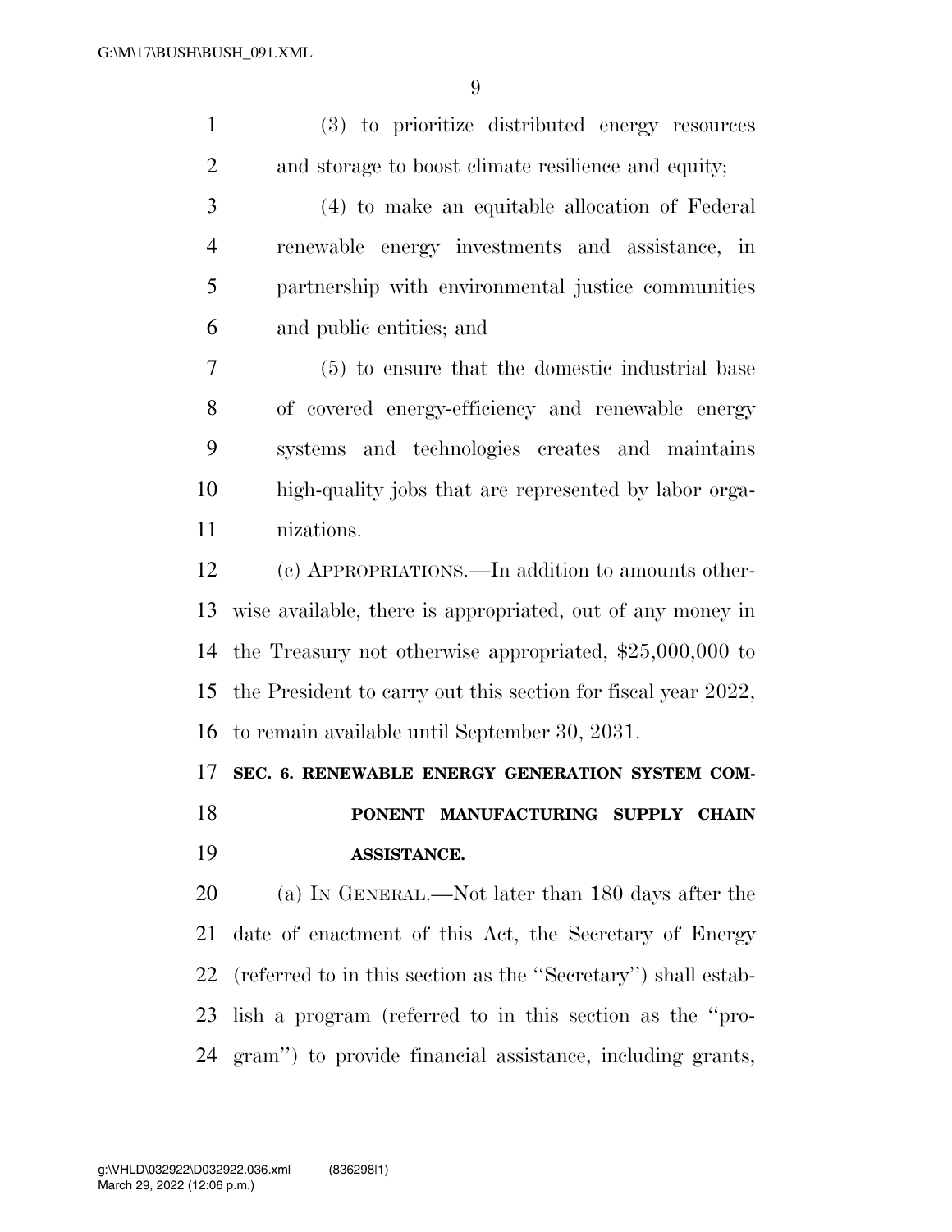(3) to prioritize distributed energy resources and storage to boost climate resilience and equity;

(4) to make an equitable allocation of Federal renewable energy investments and assistance, in partnership with environmental justice communities and public entities; and

(5) to ensure that the domestic industrial base of covered energy-efficiency and renewable energy systems and technologies creates and maintains high-quality jobs that are represented by labor organizations.

(c) APPROPRIATIONS.—In addition to amounts otherwise available, there is appropriated, out of any money in the Treasury not otherwise appropriated, $25,000,000 to the President to carry out this section for fiscal year 2022, to remain available until September 30, 2031.

**SEC. 6. RENEWABLE ENERGY GENERATION SYSTEM COMPONENT MANUFACTURING SUPPLY CHAIN ASSISTANCE.**

(a) IN GENERAL.—Not later than 180 days after the date of enactment of this Act, the Secretary of Energy (referred to in this section as the ''Secretary'') shall establish a program (referred to in this section as the ''program'') to provide financial assistance, including grants,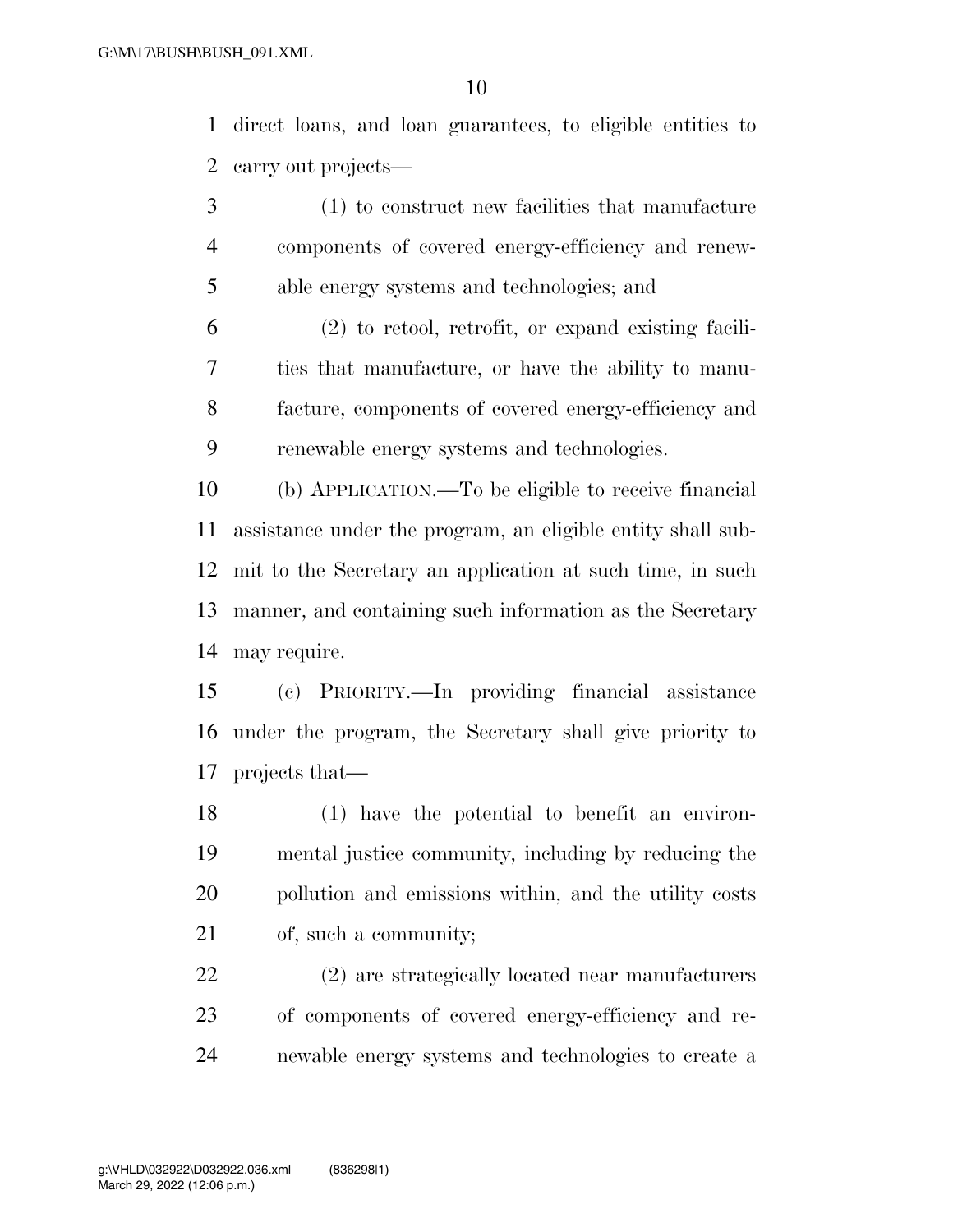direct loans, and loan guarantees, to eligible entities to carry out projects—

(1) to construct new facilities that manufacture components of covered energy-efficiency and renewable energy systems and technologies; and

(2) to retool, retrofit, or expand existing facilities that manufacture, or have the ability to manufacture, components of covered energy-efficiency and renewable energy systems and technologies.

(b) APPLICATION.—To be eligible to receive financial assistance under the program, an eligible entity shall submit to the Secretary an application at such time, in such manner, and containing such information as the Secretary may require.

(c) PRIORITY.—In providing financial assistance under the program, the Secretary shall give priority to projects that—

(1) have the potential to benefit an environmental justice community, including by reducing the pollution and emissions within, and the utility costs of, such a community;

(2) are strategically located near manufacturers of components of covered energy-efficiency and renewable energy systems and technologies to create a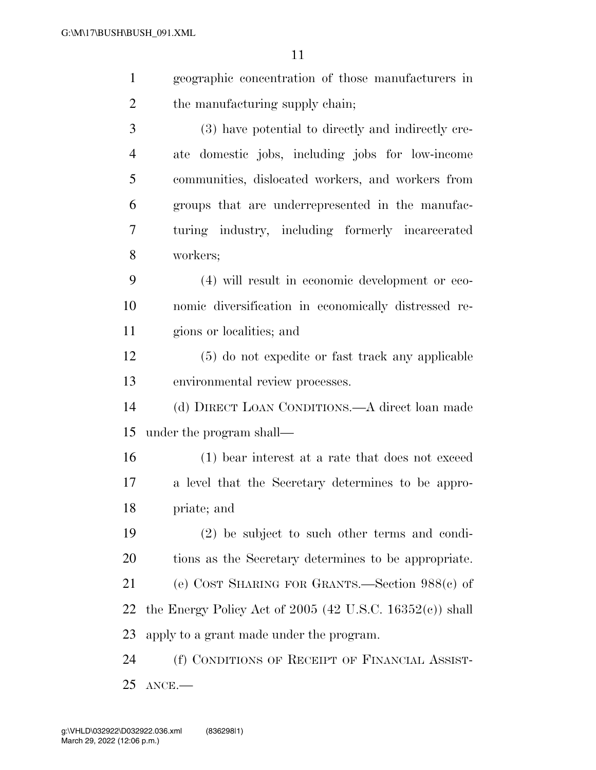geographic concentration of those manufacturers in the manufacturing supply chain;

(3) have potential to directly and indirectly create domestic jobs, including jobs for low-income communities, dislocated workers, and workers from groups that are underrepresented in the manufacturing industry, including formerly incarcerated workers;

(4) will result in economic development or economic diversification in economically distressed regions or localities; and

(5) do not expedite or fast track any applicable environmental review processes.

(d) DIRECT LOAN CONDITIONS.—A direct loan made under the program shall—

(1) bear interest at a rate that does not exceed a level that the Secretary determines to be appropriate; and

(2) be subject to such other terms and conditions as the Secretary determines to be appropriate.

(e) COST SHARING FOR GRANTS.—Section 988(c) of the Energy Policy Act of 2005 (42 U.S.C. 16352(c)) shall apply to a grant made under the program.

(f) CONDITIONS OF RECEIPT OF FINANCIAL ASSISTANCE.—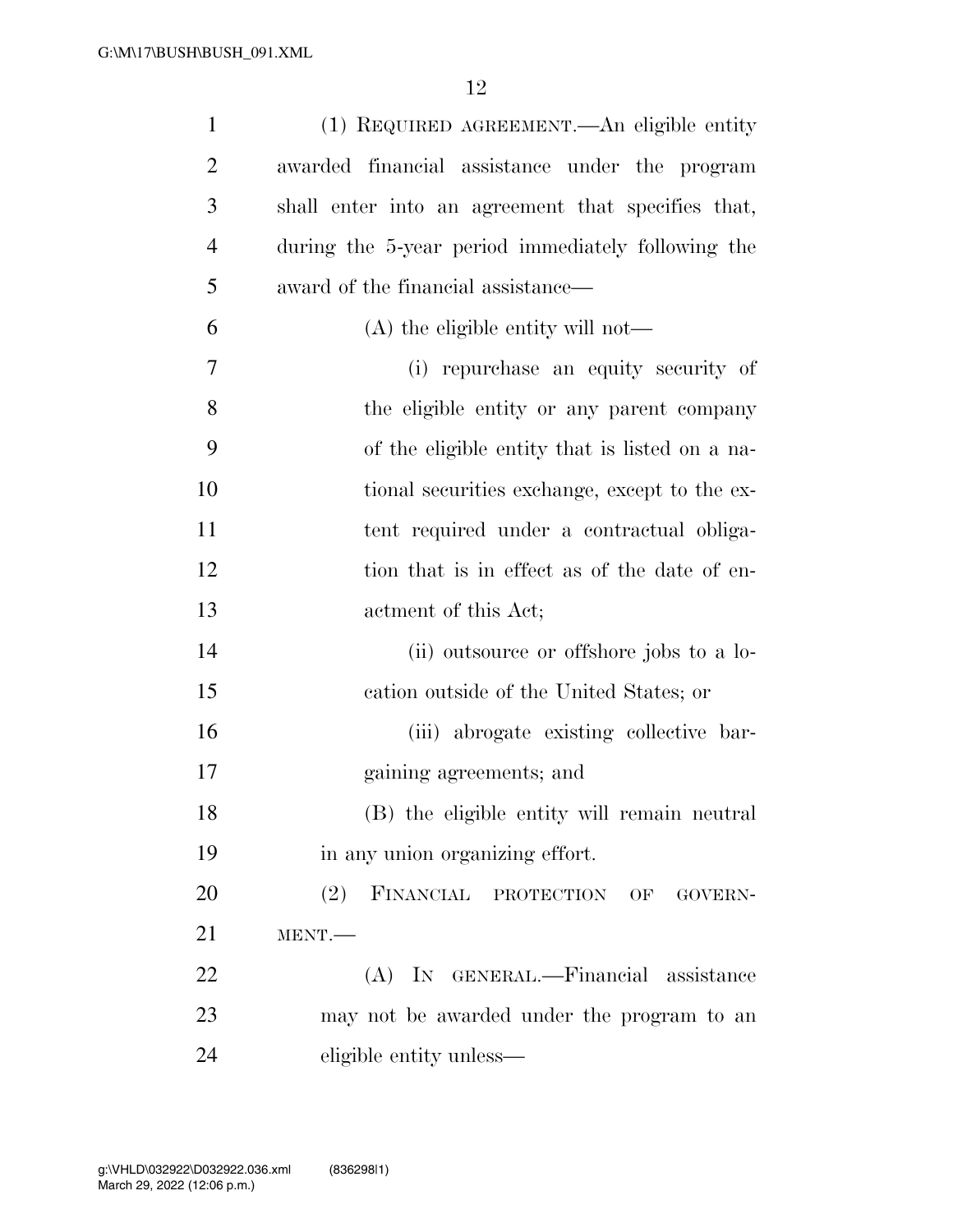(1) REQUIRED AGREEMENT.—An eligible entity awarded financial assistance under the program shall enter into an agreement that specifies that, during the 5-year period immediately following the award of the financial assistance—

(A) the eligible entity will not—

(i) repurchase an equity security of the eligible entity or any parent company of the eligible entity that is listed on a national securities exchange, except to the extent required under a contractual obligation that is in effect as of the date of enactment of this Act;

(ii) outsource or offshore jobs to a location outside of the United States; or

(iii) abrogate existing collective bargaining agreements; and

(B) the eligible entity will remain neutral in any union organizing effort.

(2) FINANCIAL PROTECTION OF GOVERNMENT.—

(A) IN GENERAL.—Financial assistance may not be awarded under the program to an eligible entity unless—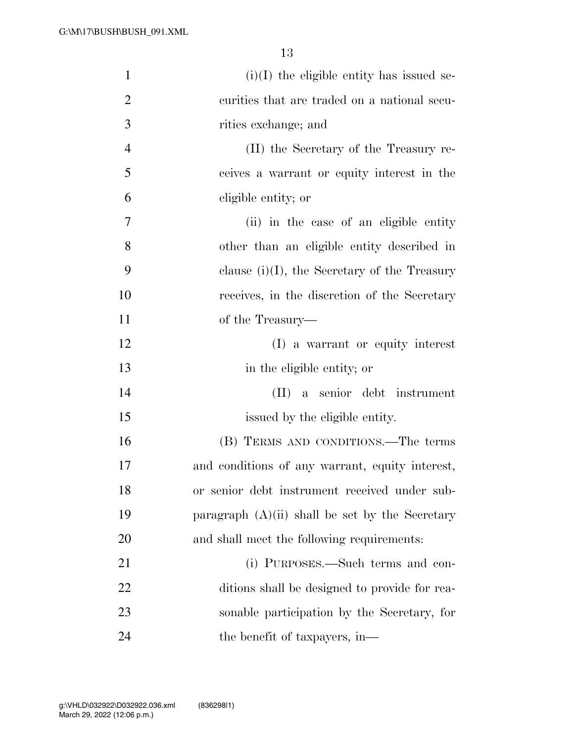(i)(I) the eligible entity has issued securities that are traded on a national securities exchange; and

(II) the Secretary of the Treasury receives a warrant or equity interest in the eligible entity; or

(ii) in the case of an eligible entity other than an eligible entity described in clause (i)(I), the Secretary of the Treasury receives, in the discretion of the Secretary of the Treasury—

(I) a warrant or equity interest in the eligible entity; or

(II) a senior debt instrument issued by the eligible entity.

(B) TERMS AND CONDITIONS.—The terms and conditions of any warrant, equity interest, or senior debt instrument received under subparagraph (A)(ii) shall be set by the Secretary and shall meet the following requirements:

(i) PURPOSES.—Such terms and conditions shall be designed to provide for reasonable participation by the Secretary, for the benefit of taxpayers, in—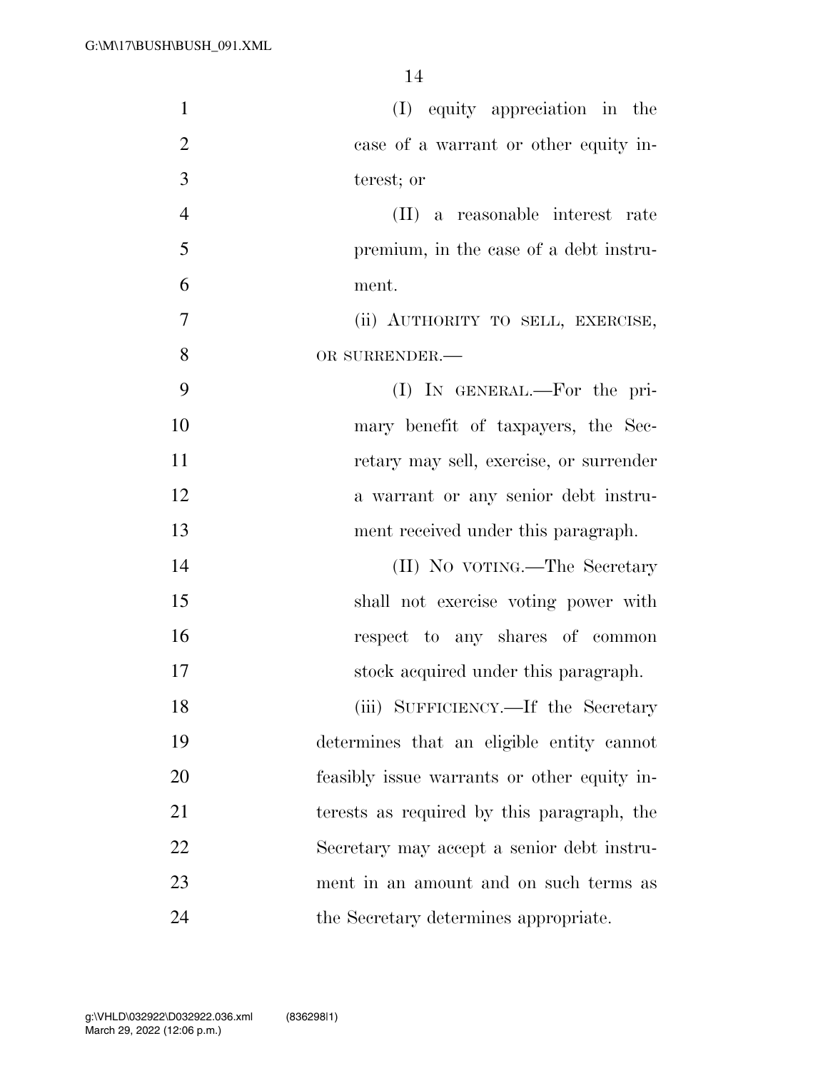(I) equity appreciation in the case of a warrant or other equity interest; or

(II) a reasonable interest rate premium, in the case of a debt instrument.

(ii) AUTHORITY TO SELL, EXERCISE, OR SURRENDER.—

(I) IN GENERAL.—For the primary benefit of taxpayers, the Secretary may sell, exercise, or surrender a warrant or any senior debt instrument received under this paragraph.

(II) NO VOTING.—The Secretary shall not exercise voting power with respect to any shares of common stock acquired under this paragraph.

(iii) SUFFICIENCY.—If the Secretary determines that an eligible entity cannot feasibly issue warrants or other equity interests as required by this paragraph, the Secretary may accept a senior debt instrument in an amount and on such terms as the Secretary determines appropriate.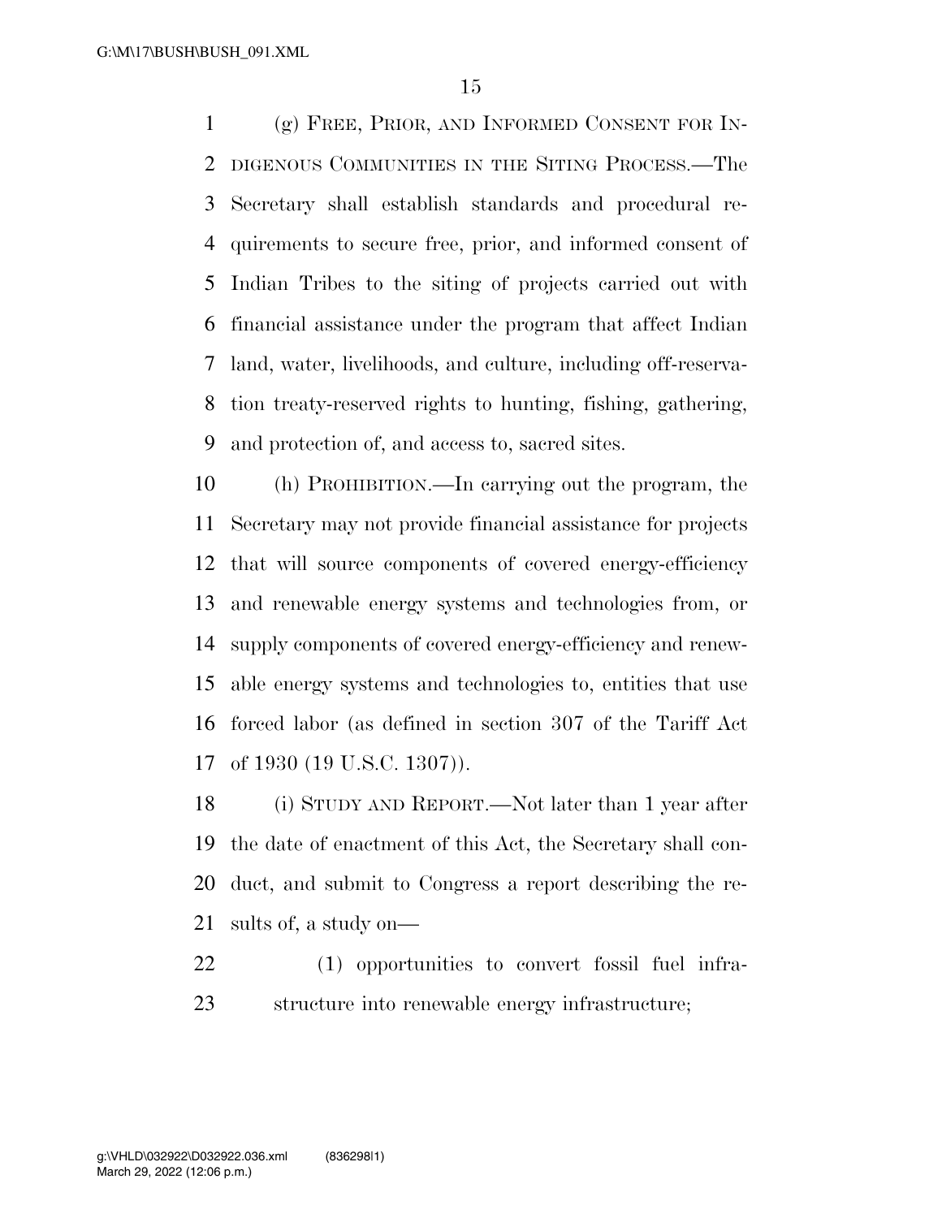(g) FREE, PRIOR, AND INFORMED CONSENT FOR INDIGENOUS COMMUNITIES IN THE SITING PROCESS.—The Secretary shall establish standards and procedural requirements to secure free, prior, and informed consent of Indian Tribes to the siting of projects carried out with financial assistance under the program that affect Indian land, water, livelihoods, and culture, including off-reservation treaty-reserved rights to hunting, fishing, gathering, and protection of, and access to, sacred sites.

(h) PROHIBITION.—In carrying out the program, the Secretary may not provide financial assistance for projects that will source components of covered energy-efficiency and renewable energy systems and technologies from, or supply components of covered energy-efficiency and renewable energy systems and technologies to, entities that use forced labor (as defined in section 307 of the Tariff Act of 1930 (19 U.S.C. 1307)).

(i) STUDY AND REPORT.—Not later than 1 year after the date of enactment of this Act, the Secretary shall conduct, and submit to Congress a report describing the results of, a study on—

(1) opportunities to convert fossil fuel infrastructure into renewable energy infrastructure;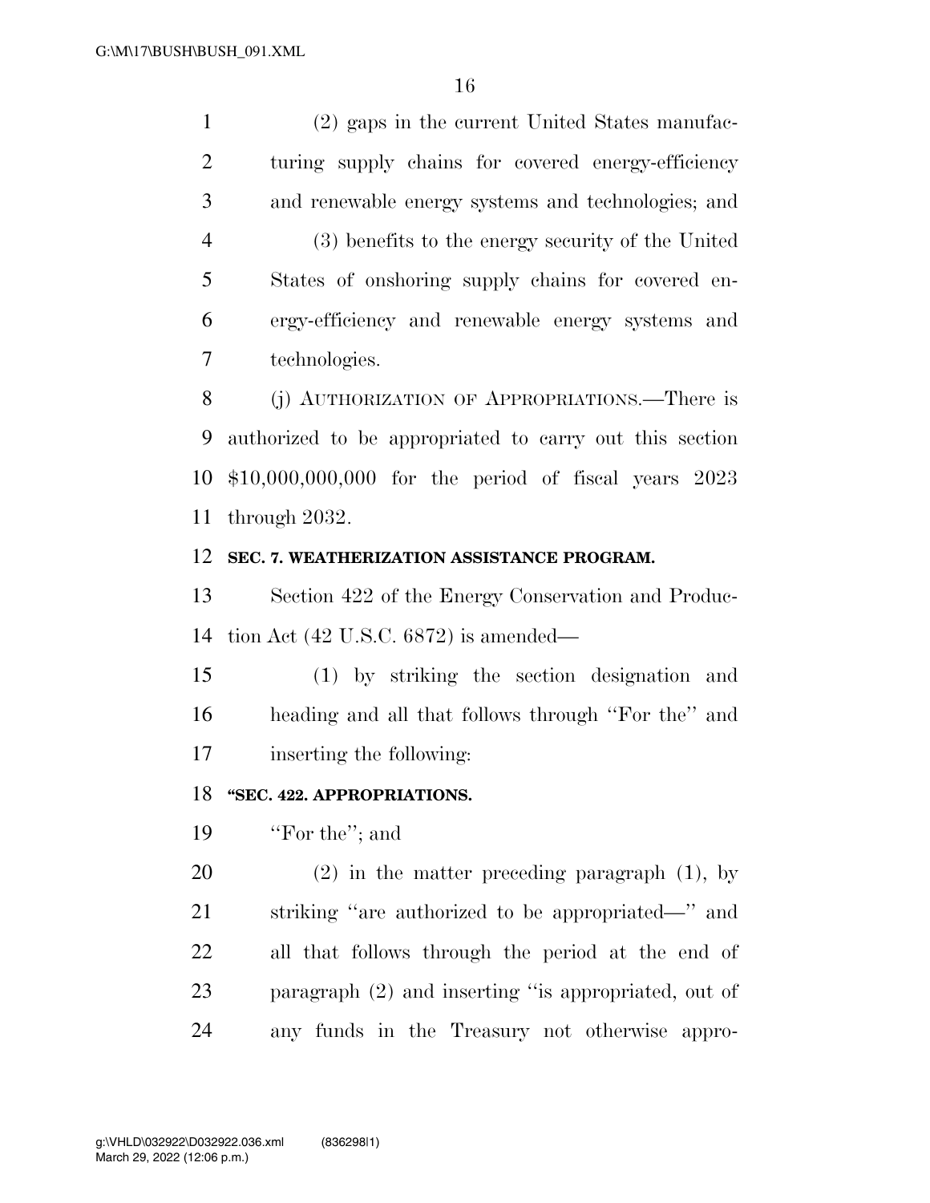(2) gaps in the current United States manufacturing supply chains for covered energy-efficiency and renewable energy systems and technologies; and

(3) benefits to the energy security of the United States of onshoring supply chains for covered energy-efficiency and renewable energy systems and technologies.

(j) AUTHORIZATION OF APPROPRIATIONS.—There is authorized to be appropriated to carry out this section $10,000,000,000 for the period of fiscal years 2023 through 2032.

**SEC. 7. WEATHERIZATION ASSISTANCE PROGRAM.**

Section 422 of the Energy Conservation and Production Act (42 U.S.C. 6872) is amended—

(1) by striking the section designation and heading and all that follows through "For the" and inserting the following:

**"SEC. 422. APPROPRIATIONS.**

"For the"; and

(2) in the matter preceding paragraph (1), by striking "are authorized to be appropriated—" and all that follows through the period at the end of paragraph (2) and inserting "is appropriated, out of any funds in the Treasury not otherwise appro-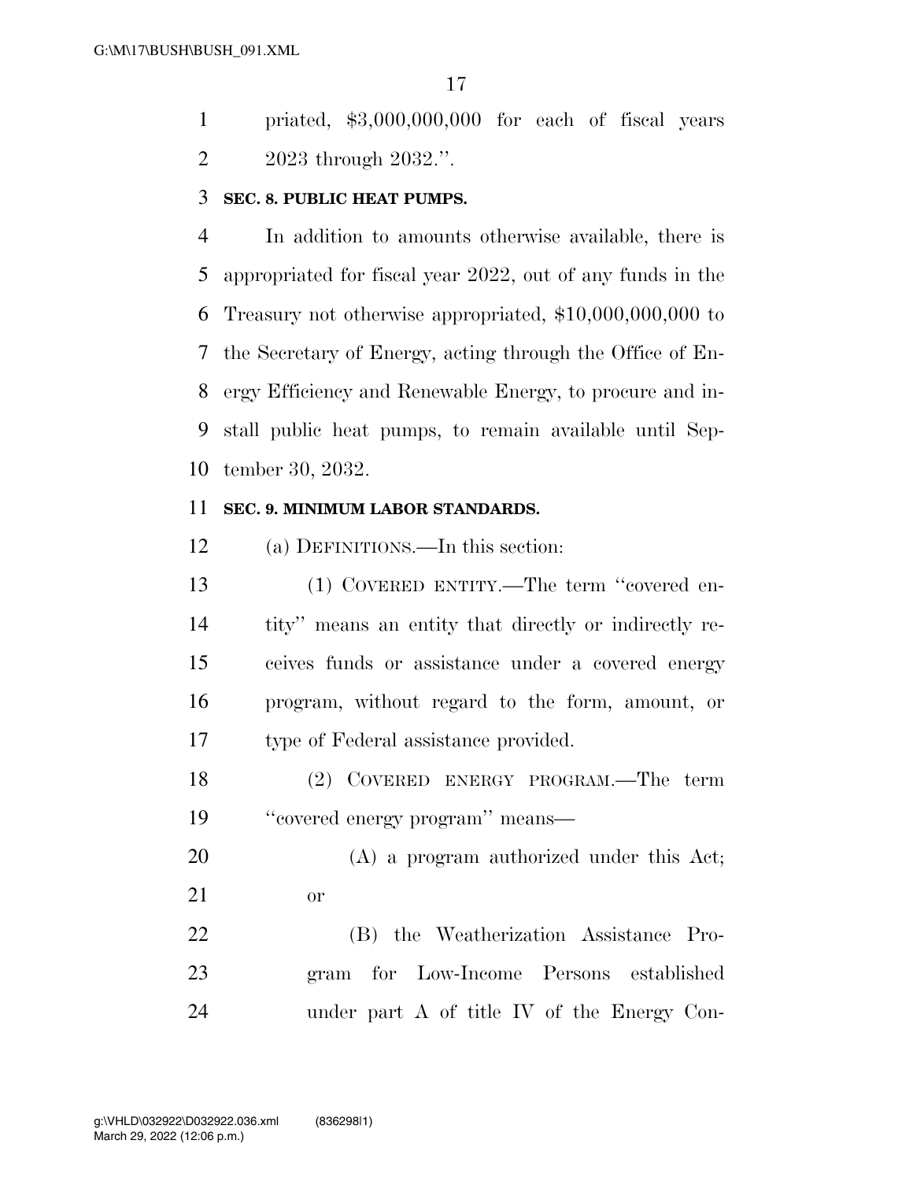priated, $3,000,000,000 for each of fiscal years 2023 through 2032.''.

**SEC. 8. PUBLIC HEAT PUMPS.**

In addition to amounts otherwise available, there is appropriated for fiscal year 2022, out of any funds in the Treasury not otherwise appropriated, $10,000,000,000 to the Secretary of Energy, acting through the Office of Energy Efficiency and Renewable Energy, to procure and install public heat pumps, to remain available until September 30, 2032.

**SEC. 9. MINIMUM LABOR STANDARDS.**

(a) DEFINITIONS.—In this section:

(1) COVERED ENTITY.—The term ''covered entity'' means an entity that directly or indirectly receives funds or assistance under a covered energy program, without regard to the form, amount, or type of Federal assistance provided.

(2) COVERED ENERGY PROGRAM.—The term ''covered energy program'' means—

(A) a program authorized under this Act; or

(B) the Weatherization Assistance Program for Low-Income Persons established under part A of title IV of the Energy Con-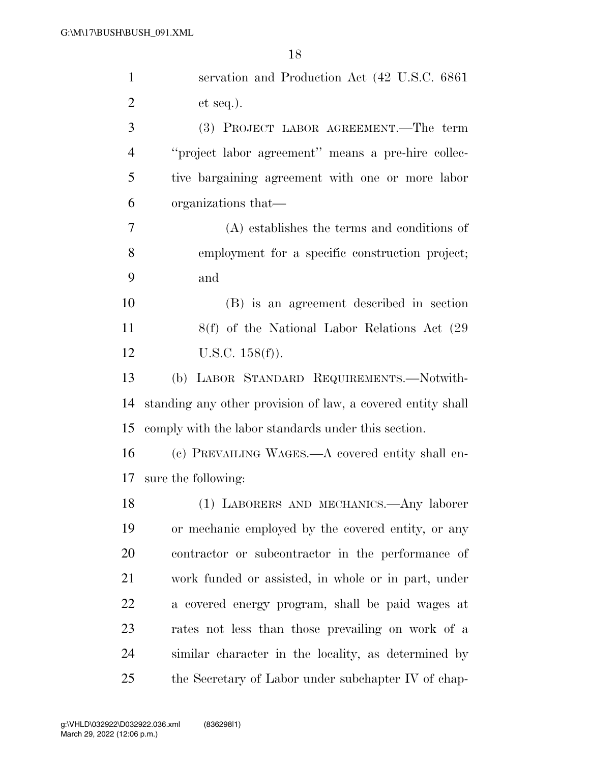servation and Production Act (42 U.S.C. 6861 et seq.).

(3) PROJECT LABOR AGREEMENT.—The term ''project labor agreement'' means a pre-hire collective bargaining agreement with one or more labor organizations that—

(A) establishes the terms and conditions of employment for a specific construction project; and

(B) is an agreement described in section 8(f) of the National Labor Relations Act (29 U.S.C. 158(f)).

(b) LABOR STANDARD REQUIREMENTS.—Notwithstanding any other provision of law, a covered entity shall comply with the labor standards under this section.

(c) PREVAILING WAGES.—A covered entity shall ensure the following:

(1) LABORERS AND MECHANICS.—Any laborer or mechanic employed by the covered entity, or any contractor or subcontractor in the performance of work funded or assisted, in whole or in part, under a covered energy program, shall be paid wages at rates not less than those prevailing on work of a similar character in the locality, as determined by the Secretary of Labor under subchapter IV of chap-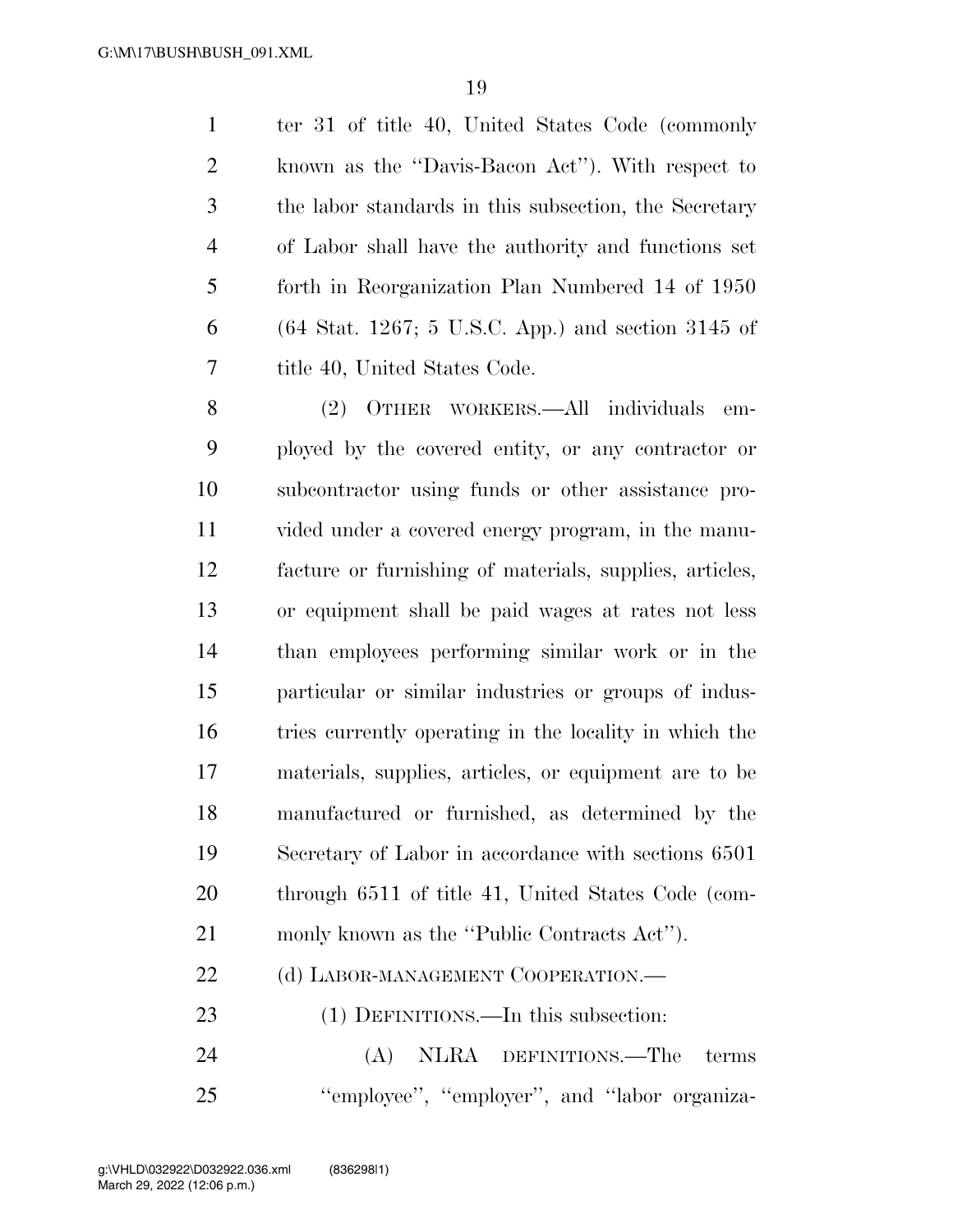ter 31 of title 40, United States Code (commonly known as the ''Davis-Bacon Act''). With respect to the labor standards in this subsection, the Secretary of Labor shall have the authority and functions set forth in Reorganization Plan Numbered 14 of 1950 (64 Stat. 1267; 5 U.S.C. App.) and section 3145 of title 40, United States Code.

(2) OTHER WORKERS.—All individuals employed by the covered entity, or any contractor or subcontractor using funds or other assistance provided under a covered energy program, in the manufacture or furnishing of materials, supplies, articles, or equipment shall be paid wages at rates not less than employees performing similar work or in the particular or similar industries or groups of industries currently operating in the locality in which the materials, supplies, articles, or equipment are to be manufactured or furnished, as determined by the Secretary of Labor in accordance with sections 6501 through 6511 of title 41, United States Code (commonly known as the ''Public Contracts Act'').

(d) LABOR-MANAGEMENT COOPERATION.—

(1) DEFINITIONS.—In this subsection:

(A) NLRA DEFINITIONS.—The terms ''employee'', ''employer'', and ''labor organiza-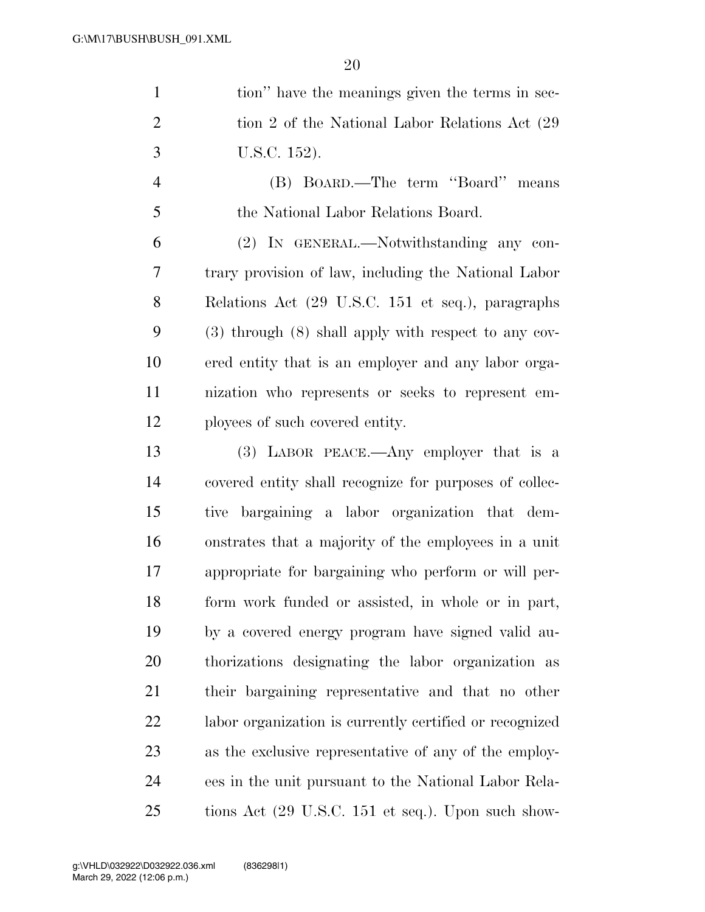tion" have the meanings given the terms in section 2 of the National Labor Relations Act (29 U.S.C. 152).

(B) BOARD.—The term "Board" means the National Labor Relations Board.

(2) IN GENERAL.—Notwithstanding any contrary provision of law, including the National Labor Relations Act (29 U.S.C. 151 et seq.), paragraphs (3) through (8) shall apply with respect to any covered entity that is an employer and any labor organization who represents or seeks to represent employees of such covered entity.

(3) LABOR PEACE.—Any employer that is a covered entity shall recognize for purposes of collective bargaining a labor organization that demonstrates that a majority of the employees in a unit appropriate for bargaining who perform or will perform work funded or assisted, in whole or in part, by a covered energy program have signed valid authorizations designating the labor organization as their bargaining representative and that no other labor organization is currently certified or recognized as the exclusive representative of any of the employees in the unit pursuant to the National Labor Relations Act (29 U.S.C. 151 et seq.). Upon such show-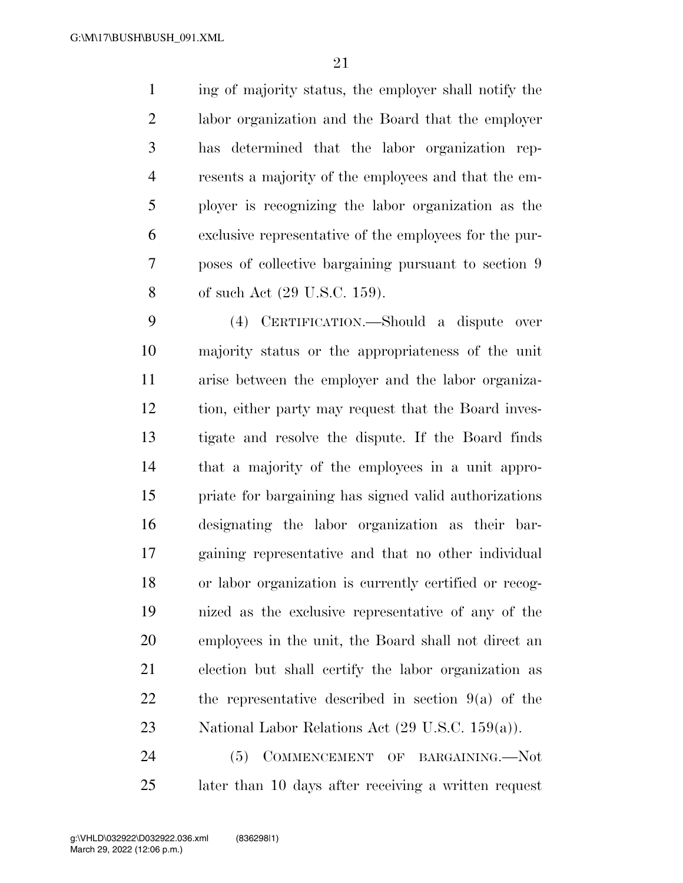ing of majority status, the employer shall notify the labor organization and the Board that the employer has determined that the labor organization represents a majority of the employees and that the employer is recognizing the labor organization as the exclusive representative of the employees for the purposes of collective bargaining pursuant to section 9 of such Act (29 U.S.C. 159).

(4) CERTIFICATION.—Should a dispute over majority status or the appropriateness of the unit arise between the employer and the labor organization, either party may request that the Board investigate and resolve the dispute. If the Board finds that a majority of the employees in a unit appropriate for bargaining has signed valid authorizations designating the labor organization as their bargaining representative and that no other individual or labor organization is currently certified or recognized as the exclusive representative of any of the employees in the unit, the Board shall not direct an election but shall certify the labor organization as the representative described in section 9(a) of the National Labor Relations Act (29 U.S.C. 159(a)).

(5) COMMENCEMENT OF BARGAINING.—Not later than 10 days after receiving a written request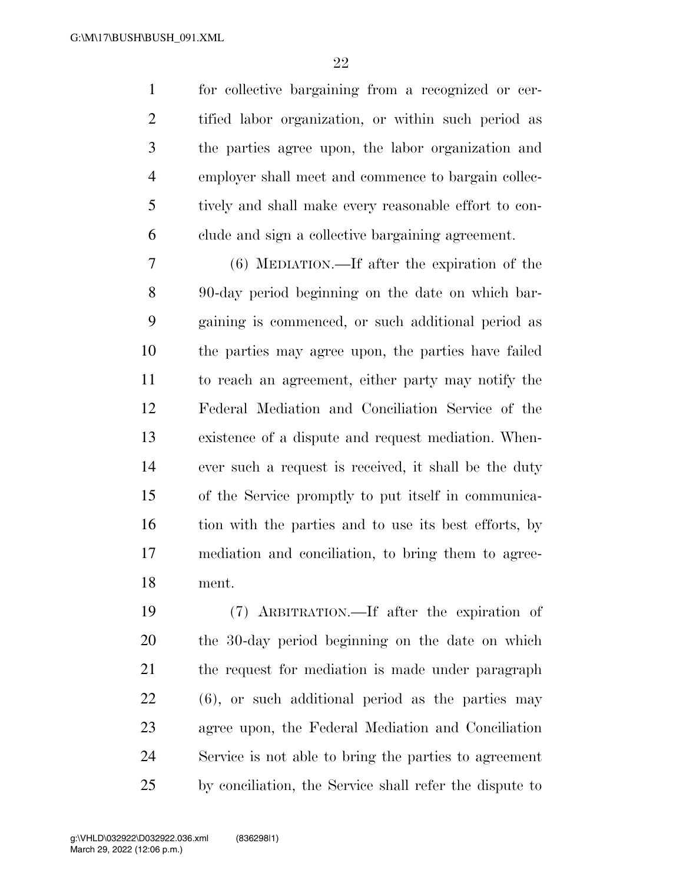for collective bargaining from a recognized or certified labor organization, or within such period as the parties agree upon, the labor organization and employer shall meet and commence to bargain collectively and shall make every reasonable effort to conclude and sign a collective bargaining agreement.

(6) MEDIATION.—If after the expiration of the 90-day period beginning on the date on which bargaining is commenced, or such additional period as the parties may agree upon, the parties have failed to reach an agreement, either party may notify the Federal Mediation and Conciliation Service of the existence of a dispute and request mediation. Whenever such a request is received, it shall be the duty of the Service promptly to put itself in communication with the parties and to use its best efforts, by mediation and conciliation, to bring them to agreement.

(7) ARBITRATION.—If after the expiration of the 30-day period beginning on the date on which the request for mediation is made under paragraph (6), or such additional period as the parties may agree upon, the Federal Mediation and Conciliation Service is not able to bring the parties to agreement by conciliation, the Service shall refer the dispute to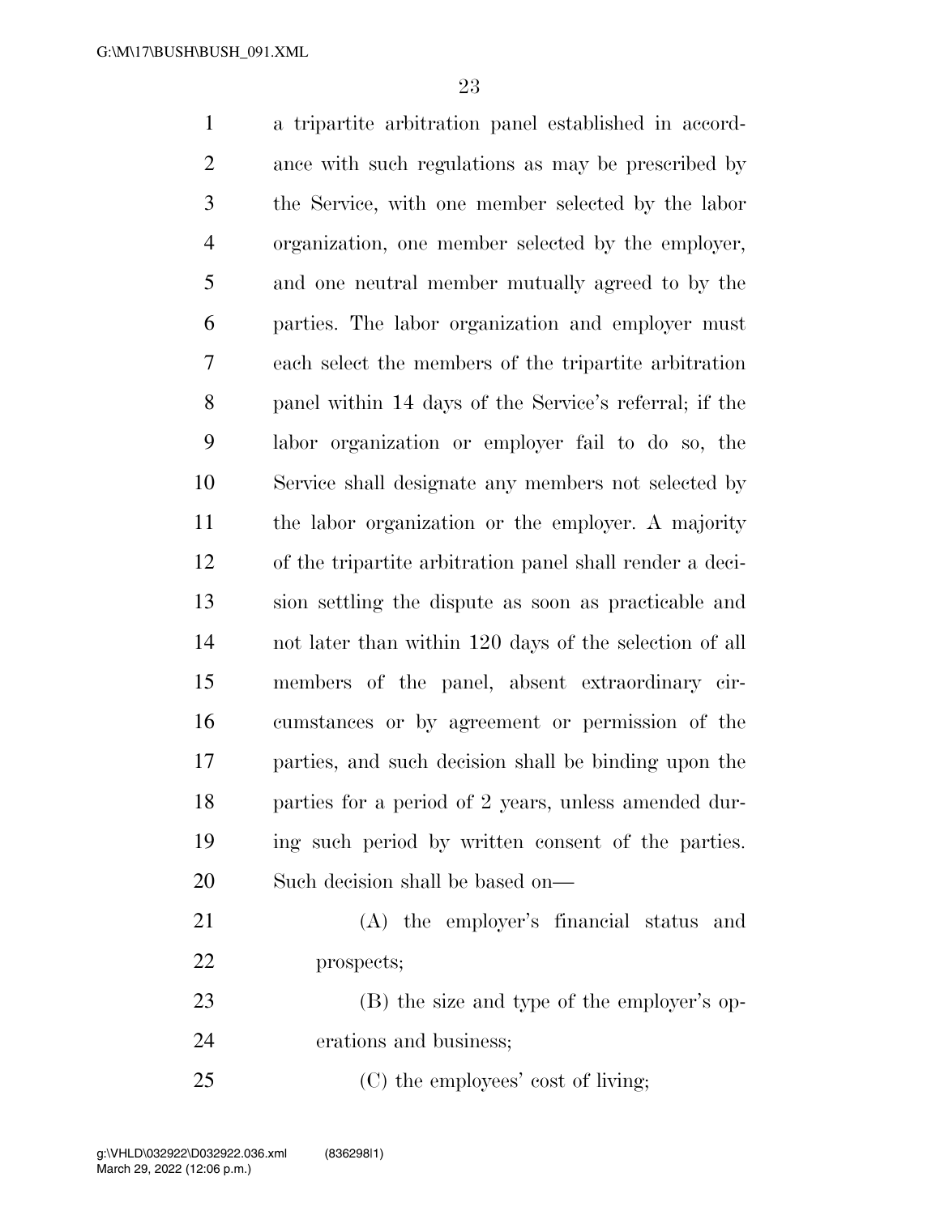a tripartite arbitration panel established in accordance with such regulations as may be prescribed by the Service, with one member selected by the labor organization, one member selected by the employer, and one neutral member mutually agreed to by the parties. The labor organization and employer must each select the members of the tripartite arbitration panel within 14 days of the Service's referral; if the labor organization or employer fail to do so, the Service shall designate any members not selected by the labor organization or the employer. A majority of the tripartite arbitration panel shall render a decision settling the dispute as soon as practicable and not later than within 120 days of the selection of all members of the panel, absent extraordinary circumstances or by agreement or permission of the parties, and such decision shall be binding upon the parties for a period of 2 years, unless amended during such period by written consent of the parties. Such decision shall be based on—

(A) the employer's financial status and prospects;

(B) the size and type of the employer's operations and business;

(C) the employees' cost of living;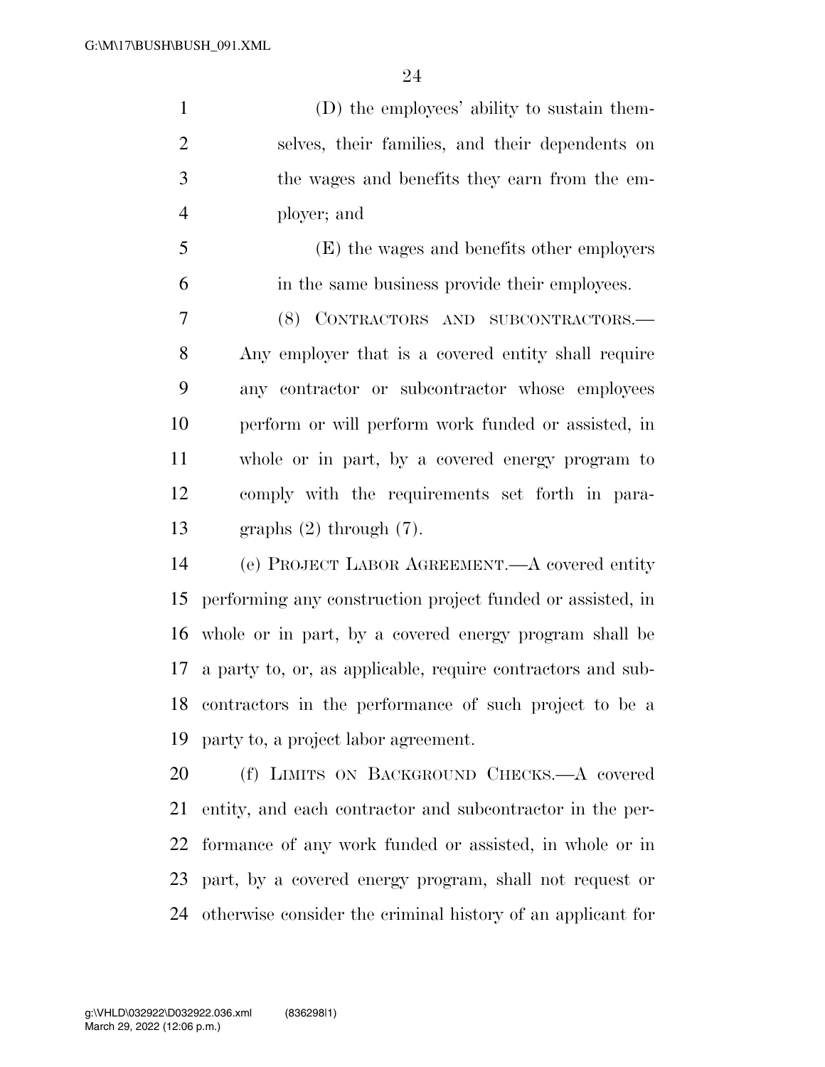(D) the employees' ability to sustain themselves, their families, and their dependents on the wages and benefits they earn from the employer; and

(E) the wages and benefits other employers in the same business provide their employees.

(8) CONTRACTORS AND SUBCONTRACTORS.—Any employer that is a covered entity shall require any contractor or subcontractor whose employees perform or will perform work funded or assisted, in whole or in part, by a covered energy program to comply with the requirements set forth in paragraphs (2) through (7).

(e) PROJECT LABOR AGREEMENT.—A covered entity performing any construction project funded or assisted, in whole or in part, by a covered energy program shall be a party to, or, as applicable, require contractors and subcontractors in the performance of such project to be a party to, a project labor agreement.

(f) LIMITS ON BACKGROUND CHECKS.—A covered entity, and each contractor and subcontractor in the performance of any work funded or assisted, in whole or in part, by a covered energy program, shall not request or otherwise consider the criminal history of an applicant for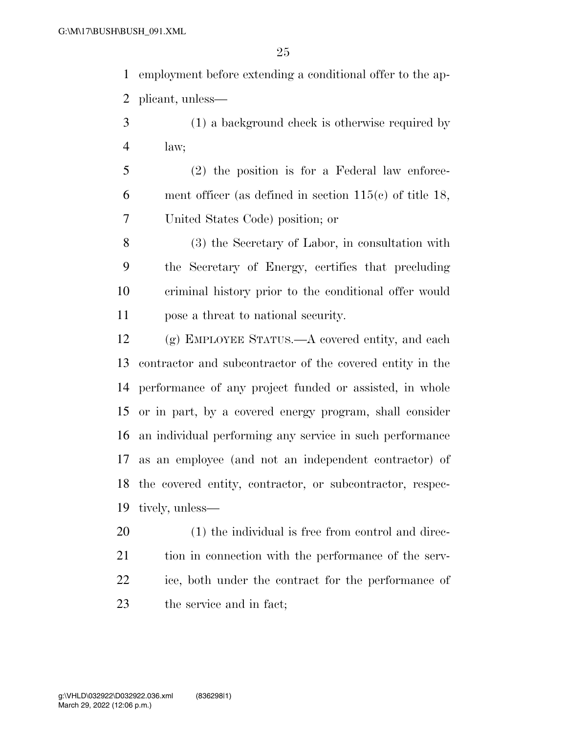employment before extending a conditional offer to the applicant, unless—

(1) a background check is otherwise required by law;

(2) the position is for a Federal law enforcement officer (as defined in section 115(c) of title 18, United States Code) position; or

(3) the Secretary of Labor, in consultation with the Secretary of Energy, certifies that precluding criminal history prior to the conditional offer would pose a threat to national security.

(g) EMPLOYEE STATUS.—A covered entity, and each contractor and subcontractor of the covered entity in the performance of any project funded or assisted, in whole or in part, by a covered energy program, shall consider an individual performing any service in such performance as an employee (and not an independent contractor) of the covered entity, contractor, or subcontractor, respectively, unless—

(1) the individual is free from control and direction in connection with the performance of the service, both under the contract for the performance of the service and in fact;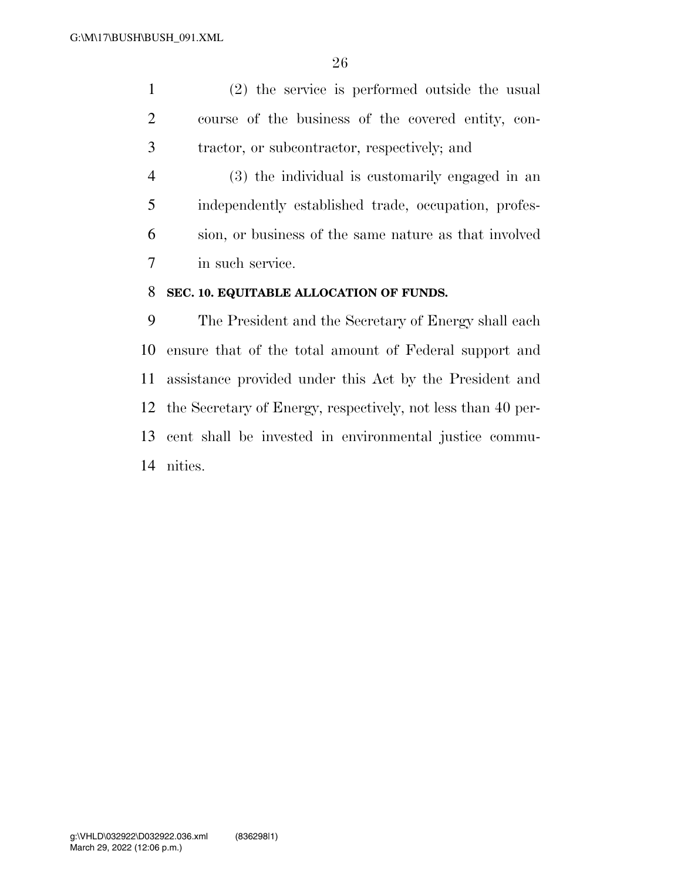(2) the service is performed outside the usual course of the business of the covered entity, contractor, or subcontractor, respectively; and

(3) the individual is customarily engaged in an independently established trade, occupation, profession, or business of the same nature as that involved in such service.

**SEC. 10. EQUITABLE ALLOCATION OF FUNDS.**

The President and the Secretary of Energy shall each ensure that of the total amount of Federal support and assistance provided under this Act by the President and the Secretary of Energy, respectively, not less than 40 percent shall be invested in environmental justice communities.